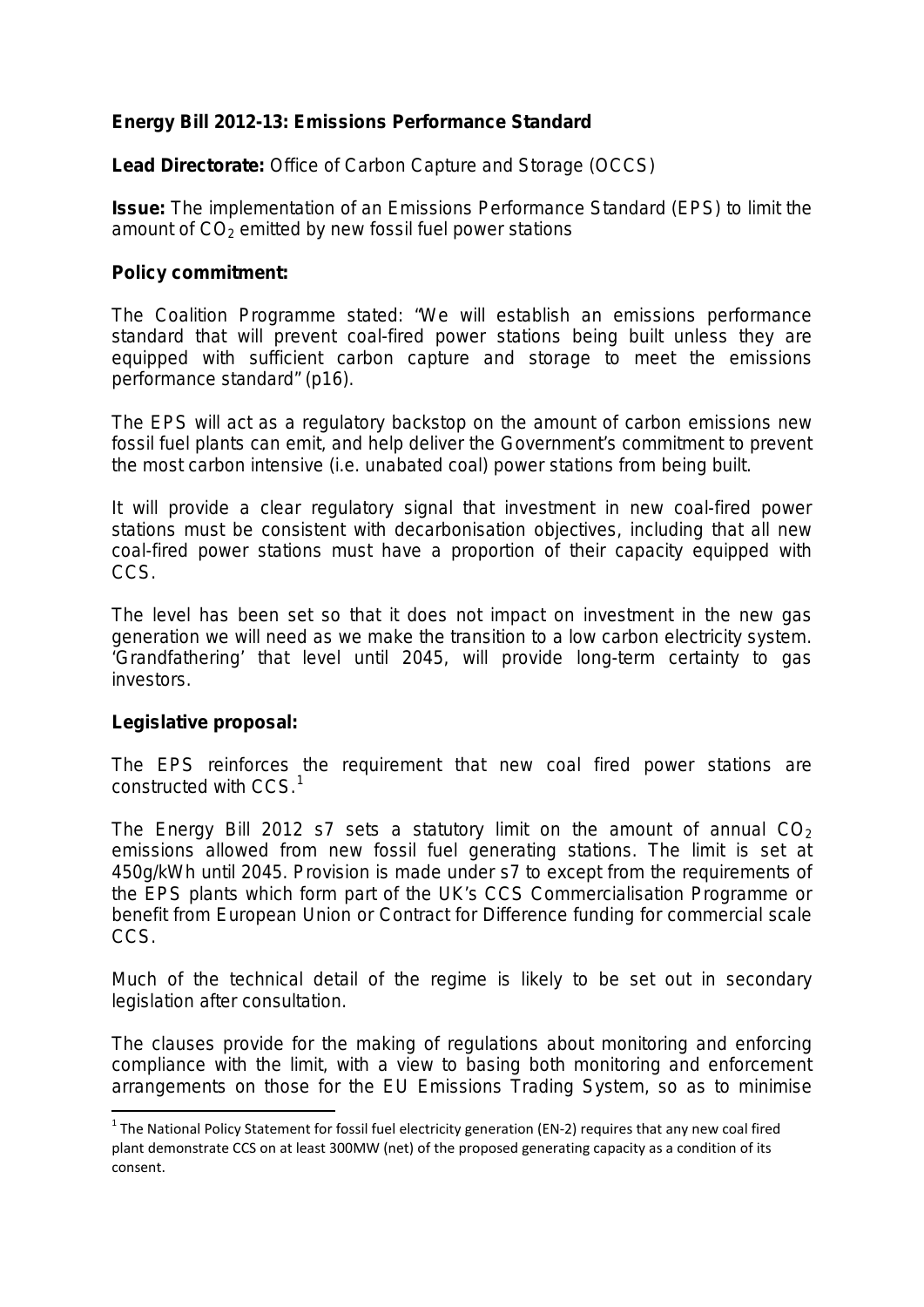**Energy Bill 2012-13: Emissions Performance Standard**

**Lead Directorate:** Office of Carbon Capture and Storage (OCCS)

**Issue:** The implementation of an Emissions Performance Standard (EPS) to limit the amount of $CO_2$ emitted by new fossil fuel power stations

**Policy commitment:**

The Coalition Programme stated: "We will establish an emissions performance standard that will prevent coal-fired power stations being built unless they are equipped with sufficient carbon capture and storage to meet the emissions performance standard" (p16).

The EPS will act as a regulatory backstop on the amount of carbon emissions new fossil fuel plants can emit, and help deliver the Government's commitment to prevent the most carbon intensive (i.e. unabated coal) power stations from being built.

It will provide a clear regulatory signal that investment in new coal-fired power stations must be consistent with decarbonisation objectives, including that all new coal-fired power stations must have a proportion of their capacity equipped with CCS.

The level has been set so that it does not impact on investment in the new gas generation we will need as we make the transition to a low carbon electricity system. 'Grandfathering' that level until 2045, will provide long-term certainty to gas investors.

**Legislative proposal:**

The EPS reinforces the requirement that new coal fired power stations are constructed with CCS.[1]

The Energy Bill 2012 s7 sets a statutory limit on the amount of annual $CO_2$ emissions allowed from new fossil fuel generating stations. The limit is set at 450g/kWh until 2045. Provision is made under s7 to except from the requirements of the EPS plants which form part of the UK's CCS Commercialisation Programme or benefit from European Union or Contract for Difference funding for commercial scale CCS.

Much of the technical detail of the regime is likely to be set out in secondary legislation after consultation.

The clauses provide for the making of regulations about monitoring and enforcing compliance with the limit, with a view to basing both monitoring and enforcement arrangements on those for the EU Emissions Trading System, so as to minimise

[1] The National Policy Statement for fossil fuel electricity generation (EN-2) requires that any new coal fired plant demonstrate CCS on at least 300MW (net) of the proposed generating capacity as a condition of its consent.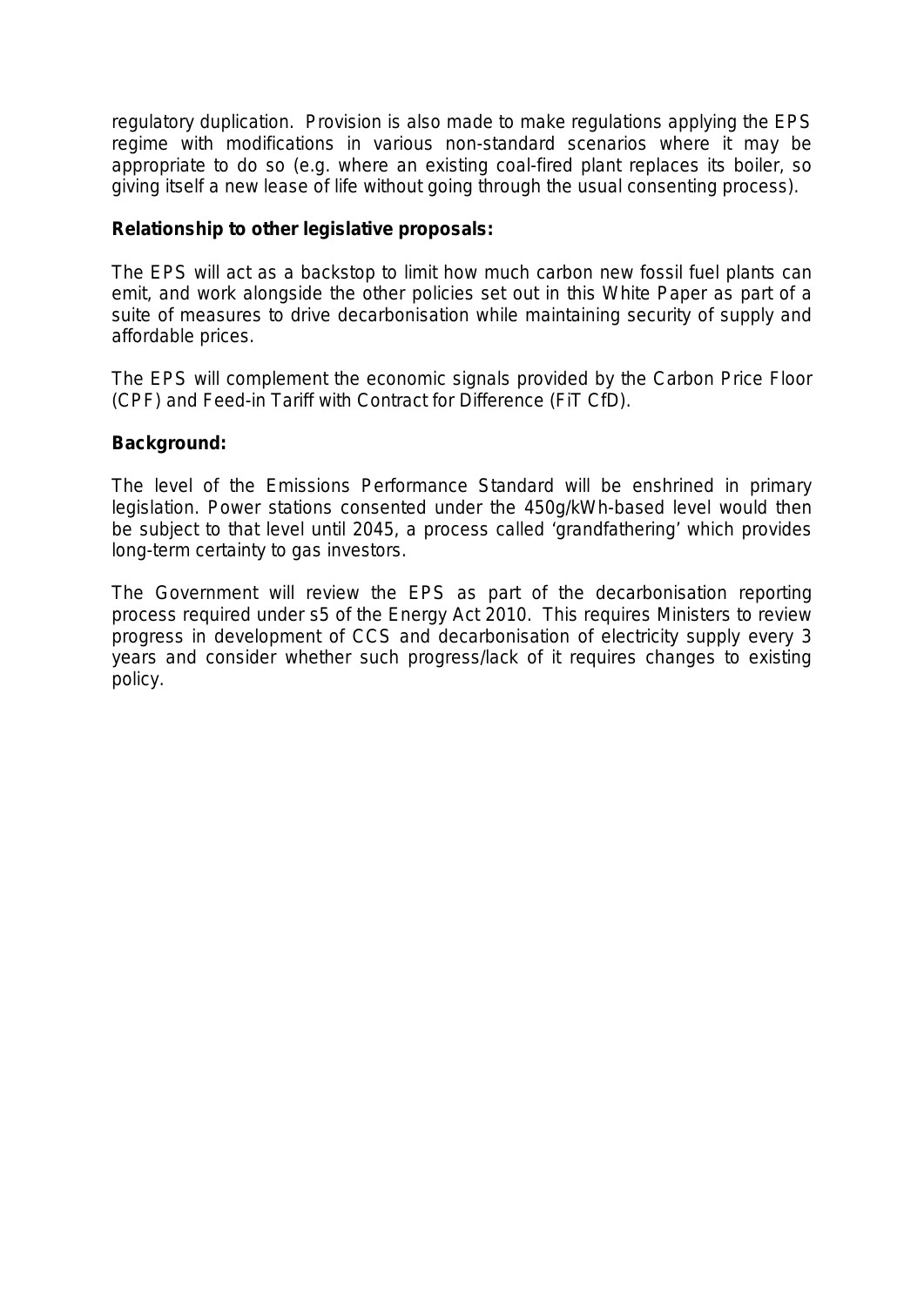regulatory duplication. Provision is also made to make regulations applying the EPS regime with modifications in various non-standard scenarios where it may be appropriate to do so (e.g. where an existing coal-fired plant replaces its boiler, so giving itself a new lease of life without going through the usual consenting process).

**Relationship to other legislative proposals:**

The EPS will act as a backstop to limit how much carbon new fossil fuel plants can emit, and work alongside the other policies set out in this White Paper as part of a suite of measures to drive decarbonisation while maintaining security of supply and affordable prices.

The EPS will complement the economic signals provided by the Carbon Price Floor (CPF) and Feed-in Tariff with Contract for Difference (FiT CfD).

**Background:**

The level of the Emissions Performance Standard will be enshrined in primary legislation. Power stations consented under the 450g/kWh-based level would then be subject to that level until 2045, a process called 'grandfathering' which provides long-term certainty to gas investors.

The Government will review the EPS as part of the decarbonisation reporting process required under s5 of the Energy Act 2010. This requires Ministers to review progress in development of CCS and decarbonisation of electricity supply every 3 years and consider whether such progress/lack of it requires changes to existing policy.